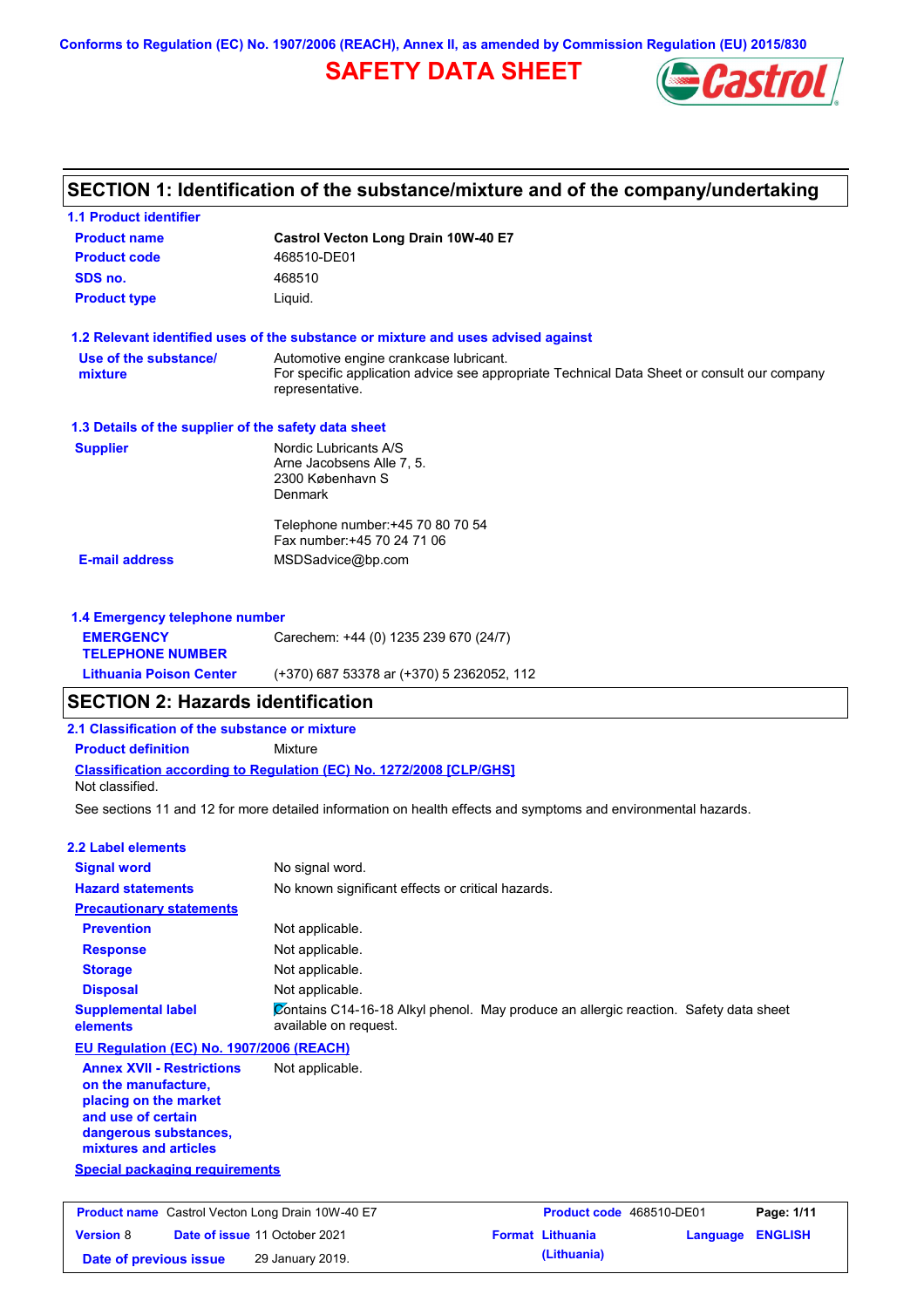Conforms to Regulation (EC) No. 1907/2006 (REACH), Annex II, as amended by Commission Regulation (EU) 2015/830

# SAFETY DATA SHEET

## SECTION 1: Identification of the substance/mixture and of the company/undertaking

### 1.1 Product identifier

| | |
|---|---|
| **Product name** | **Castrol Vecton Long Drain 10W-40 E7** |
| **Product code** | 468510-DE01 |
| **SDS no.** | 468510 |
| **Product type** | Liquid. |

### 1.2 Relevant identified uses of the substance or mixture and uses advised against

| | |
|---|---|
| **Use of the substance/ mixture** | Automotive engine crankcase lubricant. For specific application advice see appropriate Technical Data Sheet or consult our company representative. |

### 1.3 Details of the supplier of the safety data sheet

| | |
|---|---|
| **Supplier** | Nordic Lubricants A/S<br>Arne Jacobsens Alle 7, 5.<br>2300 København S<br>Denmark<br><br>Telephone number:+45 70 80 70 54<br>Fax number:+45 70 24 71 06 |
| **E-mail address** | MSDSadvice@bp.com |

### 1.4 Emergency telephone number

| | |
|---|---|
| **EMERGENCY TELEPHONE NUMBER** | Carechem: +44 (0) 1235 239 670 (24/7) |
| **Lithuania Poison Center** | (+370) 687 53378 ar (+370) 5 2362052, 112 |

## SECTION 2: Hazards identification

### 2.1 Classification of the substance or mixture

**Product definition** Mixture

**Classification according to Regulation (EC) No. 1272/2008 [CLP/GHS]**

Not classified.

See sections 11 and 12 for more detailed information on health effects and symptoms and environmental hazards.

### 2.2 Label elements

| | |
|---|---|
| **Signal word** | No signal word. |
| **Hazard statements** | No known significant effects or critical hazards. |
| **Precautionary statements** | |
| **Prevention** | Not applicable. |
| **Response** | Not applicable. |
| **Storage** | Not applicable. |
| **Disposal** | Not applicable. |
| **Supplemental label elements** | Contains C14-16-18 Alkyl phenol. May produce an allergic reaction. Safety data sheet available on request. |

**EU Regulation (EC) No. 1907/2006 (REACH)**

| | |
|---|---|
| **Annex XVII - Restrictions on the manufacture, placing on the market and use of certain dangerous substances, mixtures and articles** | Not applicable. |

**Special packaging requirements**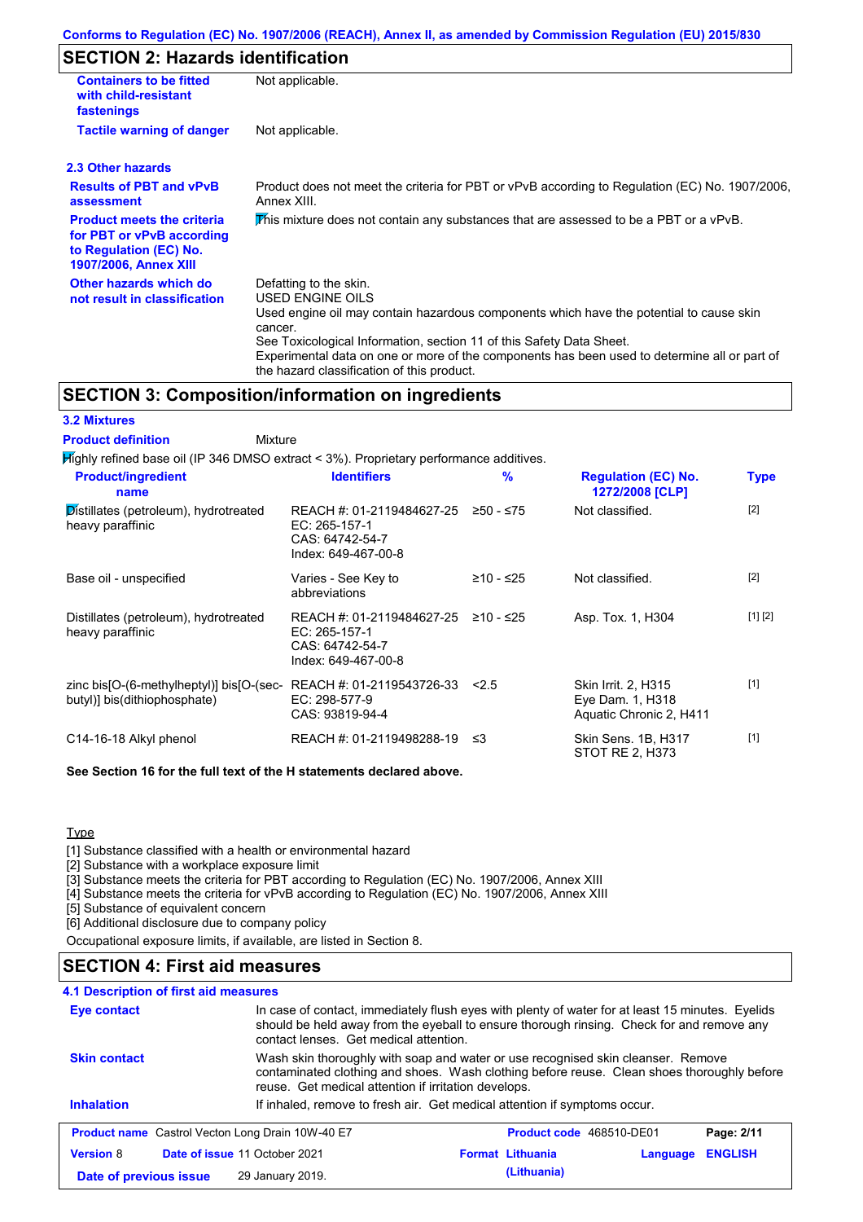## SECTION 2: Hazards identification

| | |
|---|---|
| **Containers to be fitted with child-resistant fastenings** | Not applicable. |
| **Tactile warning of danger** | Not applicable. |

### 2.3 Other hazards

| | |
|---|---|
| **Results of PBT and vPvB assessment** | Product does not meet the criteria for PBT or vPvB according to Regulation (EC) No. 1907/2006, Annex XIII. |
| **Product meets the criteria for PBT or vPvB according to Regulation (EC) No. 1907/2006, Annex XIII** | This mixture does not contain any substances that are assessed to be a PBT or a vPvB. |
| **Other hazards which do not result in classification** | Defatting to the skin. USED ENGINE OILS Used engine oil may contain hazardous components which have the potential to cause skin cancer. See Toxicological Information, section 11 of this Safety Data Sheet. Experimental data on one or more of the components has been used to determine all or part of the hazard classification of this product. |

## SECTION 3: Composition/information on ingredients

### 3.2 Mixtures

**Product definition** Mixture

Highly refined base oil (IP 346 DMSO extract < 3%). Proprietary performance additives.

| Product/ingredient name | Identifiers | % | Regulation (EC) No. 1272/2008 [CLP] | Type |
|---|---|---|---|---|
| Distillates (petroleum), hydrotreated heavy paraffinic | REACH #: 01-2119484627-25<br>EC: 265-157-1<br>CAS: 64742-54-7<br>Index: 649-467-00-8 | ≥50 - ≤75 | Not classified. | [2] |
| Base oil - unspecified | Varies - See Key to abbreviations | ≥10 - ≤25 | Not classified. | [2] |
| Distillates (petroleum), hydrotreated heavy paraffinic | REACH #: 01-2119484627-25<br>EC: 265-157-1<br>CAS: 64742-54-7<br>Index: 649-467-00-8 | ≥10 - ≤25 | Asp. Tox. 1, H304 | [1] [2] |
| zinc bis[O-(6-methylheptyl)] bis[O-(sec-butyl)] bis(dithiophosphate) | REACH #: 01-2119543726-33<br>EC: 298-577-9<br>CAS: 93819-94-4 | <2.5 | Skin Irrit. 2, H315<br>Eye Dam. 1, H318<br>Aquatic Chronic 2, H411 | [1] |
| C14-16-18 Alkyl phenol | REACH #: 01-2119498288-19 | ≤3 | Skin Sens. 1B, H317<br>STOT RE 2, H373 | [1] |

**See Section 16 for the full text of the H statements declared above.**

Type

[1] Substance classified with a health or environmental hazard
[2] Substance with a workplace exposure limit
[3] Substance meets the criteria for PBT according to Regulation (EC) No. 1907/2006, Annex XIII
[4] Substance meets the criteria for vPvB according to Regulation (EC) No. 1907/2006, Annex XIII
[5] Substance of equivalent concern
[6] Additional disclosure due to company policy

Occupational exposure limits, if available, are listed in Section 8.

## SECTION 4: First aid measures

### 4.1 Description of first aid measures

| | |
|---|---|
| **Eye contact** | In case of contact, immediately flush eyes with plenty of water for at least 15 minutes. Eyelids should be held away from the eyeball to ensure thorough rinsing. Check for and remove any contact lenses. Get medical attention. |
| **Skin contact** | Wash skin thoroughly with soap and water or use recognised skin cleanser. Remove contaminated clothing and shoes. Wash clothing before reuse. Clean shoes thoroughly before reuse. Get medical attention if irritation develops. |
| **Inhalation** | If inhaled, remove to fresh air. Get medical attention if symptoms occur. |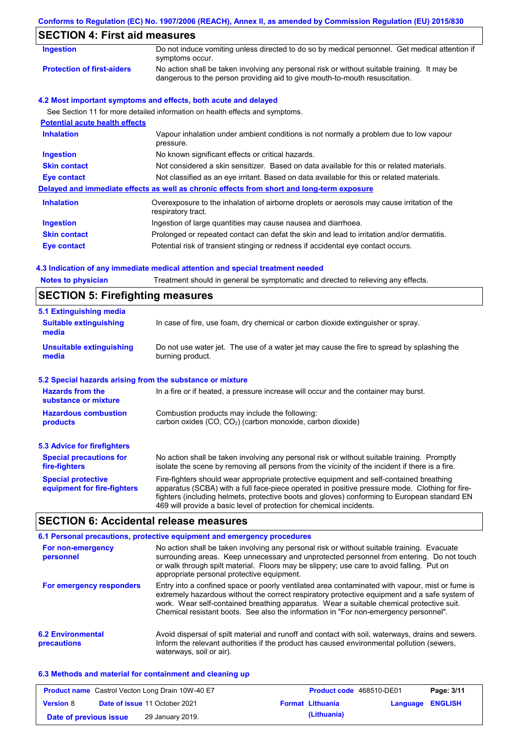## SECTION 4: First aid measures

| | |
|---|---|
| **Ingestion** | Do not induce vomiting unless directed to do so by medical personnel. Get medical attention if symptoms occur. |
| **Protection of first-aiders** | No action shall be taken involving any personal risk or without suitable training. It may be dangerous to the person providing aid to give mouth-to-mouth resuscitation. |

### 4.2 Most important symptoms and effects, both acute and delayed

See Section 11 for more detailed information on health effects and symptoms.

**Potential acute health effects**

| | |
|---|---|
| **Inhalation** | Vapour inhalation under ambient conditions is not normally a problem due to low vapour pressure. |
| **Ingestion** | No known significant effects or critical hazards. |
| **Skin contact** | Not considered a skin sensitizer. Based on data available for this or related materials. |
| **Eye contact** | Not classified as an eye irritant. Based on data available for this or related materials. |

**Delayed and immediate effects as well as chronic effects from short and long-term exposure**

| | |
|---|---|
| **Inhalation** | Overexposure to the inhalation of airborne droplets or aerosols may cause irritation of the respiratory tract. |
| **Ingestion** | Ingestion of large quantities may cause nausea and diarrhoea. |
| **Skin contact** | Prolonged or repeated contact can defat the skin and lead to irritation and/or dermatitis. |
| **Eye contact** | Potential risk of transient stinging or redness if accidental eye contact occurs. |

### 4.3 Indication of any immediate medical attention and special treatment needed

| | |
|---|---|
| **Notes to physician** | Treatment should in general be symptomatic and directed to relieving any effects. |

## SECTION 5: Firefighting measures

### 5.1 Extinguishing media

| | |
|---|---|
| **Suitable extinguishing media** | In case of fire, use foam, dry chemical or carbon dioxide extinguisher or spray. |
| **Unsuitable extinguishing media** | Do not use water jet. The use of a water jet may cause the fire to spread by splashing the burning product. |

### 5.2 Special hazards arising from the substance or mixture

| | |
|---|---|
| **Hazards from the substance or mixture** | In a fire or if heated, a pressure increase will occur and the container may burst. |
| **Hazardous combustion products** | Combustion products may include the following: carbon oxides (CO, $CO_2$) (carbon monoxide, carbon dioxide) |

### 5.3 Advice for firefighters

| | |
|---|---|
| **Special precautions for fire-fighters** | No action shall be taken involving any personal risk or without suitable training. Promptly isolate the scene by removing all persons from the vicinity of the incident if there is a fire. |
| **Special protective equipment for fire-fighters** | Fire-fighters should wear appropriate protective equipment and self-contained breathing apparatus (SCBA) with a full face-piece operated in positive pressure mode. Clothing for fire-fighters (including helmets, protective boots and gloves) conforming to European standard EN 469 will provide a basic level of protection for chemical incidents. |

## SECTION 6: Accidental release measures

### 6.1 Personal precautions, protective equipment and emergency procedures

| | |
|---|---|
| **For non-emergency personnel** | No action shall be taken involving any personal risk or without suitable training. Evacuate surrounding areas. Keep unnecessary and unprotected personnel from entering. Do not touch or walk through spilt material. Floors may be slippery; use care to avoid falling. Put on appropriate personal protective equipment. |
| **For emergency responders** | Entry into a confined space or poorly ventilated area contaminated with vapour, mist or fume is extremely hazardous without the correct respiratory protective equipment and a safe system of work. Wear self-contained breathing apparatus. Wear a suitable chemical protective suit. Chemical resistant boots. See also the information in "For non-emergency personnel". |

| | |
|---|---|
| **6.2 Environmental precautions** | Avoid dispersal of spilt material and runoff and contact with soil, waterways, drains and sewers. Inform the relevant authorities if the product has caused environmental pollution (sewers, waterways, soil or air). |

### 6.3 Methods and material for containment and cleaning up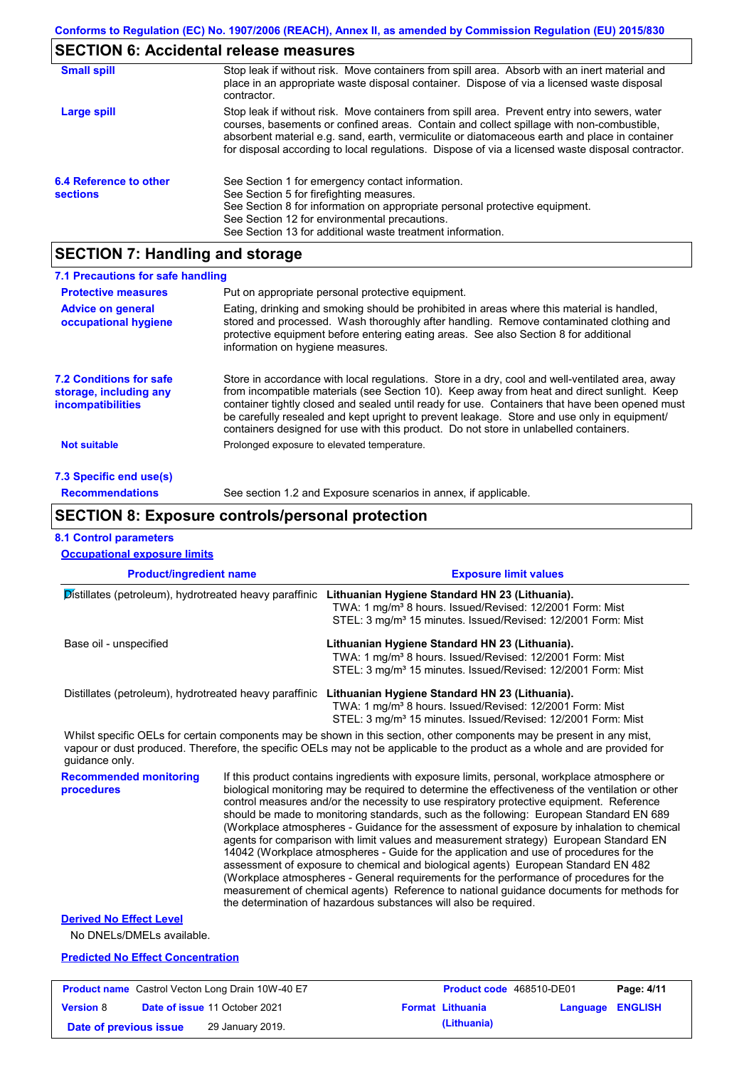Conforms to Regulation (EC) No. 1907/2006 (REACH), Annex II, as amended by Commission Regulation (EU) 2015/830

## SECTION 6: Accidental release measures

**Small spill**
Stop leak if without risk. Move containers from spill area. Absorb with an inert material and place in an appropriate waste disposal container. Dispose of via a licensed waste disposal contractor.

**Large spill**
Stop leak if without risk. Move containers from spill area. Prevent entry into sewers, water courses, basements or confined areas. Contain and collect spillage with non-combustible, absorbent material e.g. sand, earth, vermiculite or diatomaceous earth and place in container for disposal according to local regulations. Dispose of via a licensed waste disposal contractor.

**6.4 Reference to other sections**
See Section 1 for emergency contact information.
See Section 5 for firefighting measures.
See Section 8 for information on appropriate personal protective equipment.
See Section 12 for environmental precautions.
See Section 13 for additional waste treatment information.

## SECTION 7: Handling and storage

### 7.1 Precautions for safe handling

**Protective measures**
Put on appropriate personal protective equipment.

**Advice on general occupational hygiene**
Eating, drinking and smoking should be prohibited in areas where this material is handled, stored and processed. Wash thoroughly after handling. Remove contaminated clothing and protective equipment before entering eating areas. See also Section 8 for additional information on hygiene measures.

**7.2 Conditions for safe storage, including any incompatibilities**
Store in accordance with local regulations. Store in a dry, cool and well-ventilated area, away from incompatible materials (see Section 10). Keep away from heat and direct sunlight. Keep container tightly closed and sealed until ready for use. Containers that have been opened must be carefully resealed and kept upright to prevent leakage. Store and use only in equipment/ containers designed for use with this product. Do not store in unlabelled containers.

**Not suitable**
Prolonged exposure to elevated temperature.

### 7.3 Specific end use(s)

**Recommendations**
See section 1.2 and Exposure scenarios in annex, if applicable.

## SECTION 8: Exposure controls/personal protection

### 8.1 Control parameters

**Occupational exposure limits**

| Product/ingredient name | Exposure limit values |
|---|---|
| Distillates (petroleum), hydrotreated heavy paraffinic | **Lithuanian Hygiene Standard HN 23 (Lithuania).** TWA: 1 mg/m³ 8 hours. Issued/Revised: 12/2001 Form: Mist STEL: 3 mg/m³ 15 minutes. Issued/Revised: 12/2001 Form: Mist |
| Base oil - unspecified | **Lithuanian Hygiene Standard HN 23 (Lithuania).** TWA: 1 mg/m³ 8 hours. Issued/Revised: 12/2001 Form: Mist STEL: 3 mg/m³ 15 minutes. Issued/Revised: 12/2001 Form: Mist |
| Distillates (petroleum), hydrotreated heavy paraffinic | **Lithuanian Hygiene Standard HN 23 (Lithuania).** TWA: 1 mg/m³ 8 hours. Issued/Revised: 12/2001 Form: Mist STEL: 3 mg/m³ 15 minutes. Issued/Revised: 12/2001 Form: Mist |

Whilst specific OELs for certain components may be shown in this section, other components may be present in any mist, vapour or dust produced. Therefore, the specific OELs may not be applicable to the product as a whole and are provided for guidance only.

**Recommended monitoring procedures**
If this product contains ingredients with exposure limits, personal, workplace atmosphere or biological monitoring may be required to determine the effectiveness of the ventilation or other control measures and/or the necessity to use respiratory protective equipment. Reference should be made to monitoring standards, such as the following: European Standard EN 689 (Workplace atmospheres - Guidance for the assessment of exposure by inhalation to chemical agents for comparison with limit values and measurement strategy) European Standard EN 14042 (Workplace atmospheres - Guide for the application and use of procedures for the assessment of exposure to chemical and biological agents) European Standard EN 482 (Workplace atmospheres - General requirements for the performance of procedures for the measurement of chemical agents) Reference to national guidance documents for methods for the determination of hazardous substances will also be required.

**Derived No Effect Level**

No DNELs/DMELs available.

**Predicted No Effect Concentration**

| Product name | Castrol Vecton Long Drain 10W-40 E7 | Product code | 468510-DE01 |
|---|---|---|---|
| Version | 8 | Date of issue | 11 October 2021 |
| Format | Lithuania (Lithuania) | Language | ENGLISH |
| Date of previous issue | 29 January 2019. | | |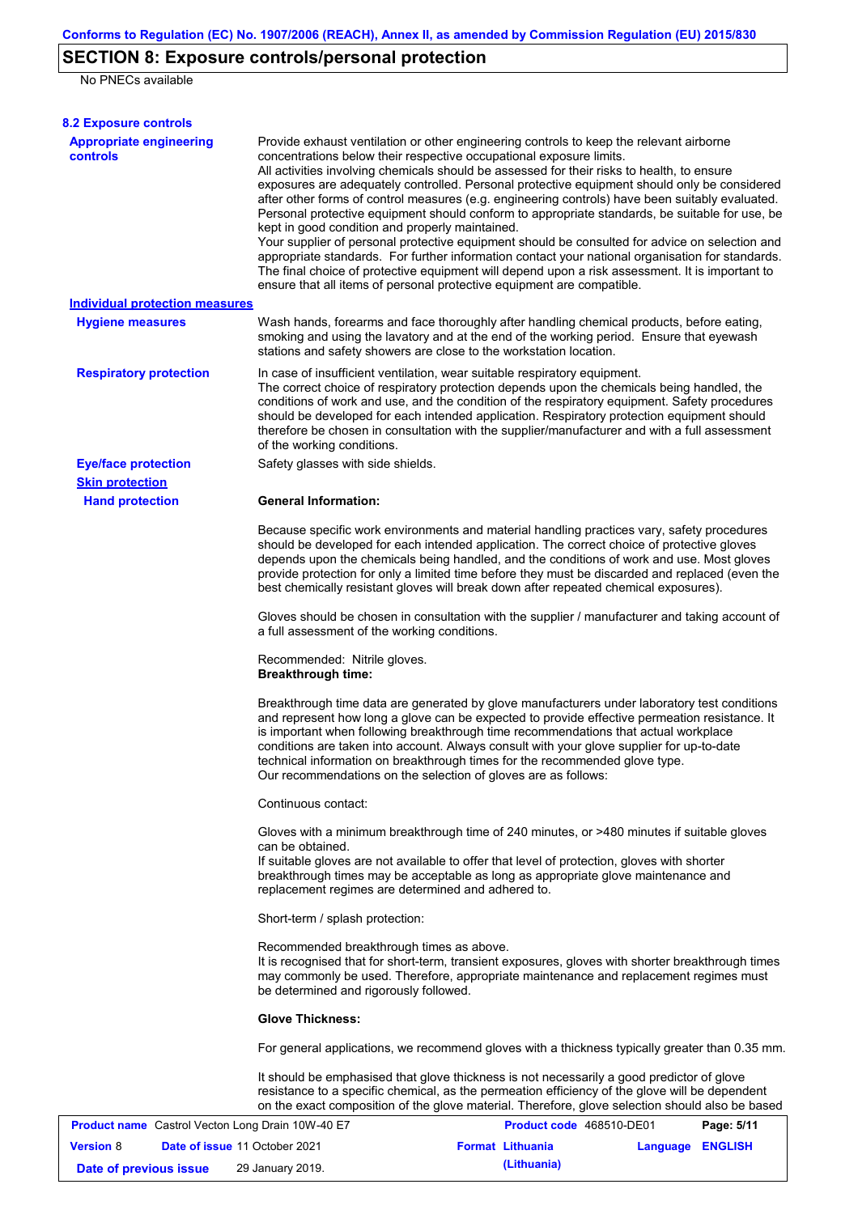## SECTION 8: Exposure controls/personal protection

No PNECs available

### 8.2 Exposure controls

**Appropriate engineering controls**

Provide exhaust ventilation or other engineering controls to keep the relevant airborne concentrations below their respective occupational exposure limits.
All activities involving chemicals should be assessed for their risks to health, to ensure exposures are adequately controlled. Personal protective equipment should only be considered after other forms of control measures (e.g. engineering controls) have been suitably evaluated. Personal protective equipment should conform to appropriate standards, be suitable for use, be kept in good condition and properly maintained.
Your supplier of personal protective equipment should be consulted for advice on selection and appropriate standards. For further information contact your national organisation for standards. The final choice of protective equipment will depend upon a risk assessment. It is important to ensure that all items of personal protective equipment are compatible.

**Individual protection measures**

**Hygiene measures**

Wash hands, forearms and face thoroughly after handling chemical products, before eating, smoking and using the lavatory and at the end of the working period. Ensure that eyewash stations and safety showers are close to the workstation location.

**Respiratory protection**

In case of insufficient ventilation, wear suitable respiratory equipment.
The correct choice of respiratory protection depends upon the chemicals being handled, the conditions of work and use, and the condition of the respiratory equipment. Safety procedures should be developed for each intended application. Respiratory protection equipment should therefore be chosen in consultation with the supplier/manufacturer and with a full assessment of the working conditions.

**Eye/face protection**

Safety glasses with side shields.

**Skin protection**

**Hand protection**

**General Information:**

Because specific work environments and material handling practices vary, safety procedures should be developed for each intended application. The correct choice of protective gloves depends upon the chemicals being handled, and the conditions of work and use. Most gloves provide protection for only a limited time before they must be discarded and replaced (even the best chemically resistant gloves will break down after repeated chemical exposures).

Gloves should be chosen in consultation with the supplier / manufacturer and taking account of a full assessment of the working conditions.

Recommended: Nitrile gloves.
**Breakthrough time:**

Breakthrough time data are generated by glove manufacturers under laboratory test conditions and represent how long a glove can be expected to provide effective permeation resistance. It is important when following breakthrough time recommendations that actual workplace conditions are taken into account. Always consult with your glove supplier for up-to-date technical information on breakthrough times for the recommended glove type.
Our recommendations on the selection of gloves are as follows:

Continuous contact:

Gloves with a minimum breakthrough time of 240 minutes, or >480 minutes if suitable gloves can be obtained.
If suitable gloves are not available to offer that level of protection, gloves with shorter breakthrough times may be acceptable as long as appropriate glove maintenance and replacement regimes are determined and adhered to.

Short-term / splash protection:

Recommended breakthrough times as above.
It is recognised that for short-term, transient exposures, gloves with shorter breakthrough times may commonly be used. Therefore, appropriate maintenance and replacement regimes must be determined and rigorously followed.

**Glove Thickness:**

For general applications, we recommend gloves with a thickness typically greater than 0.35 mm.

It should be emphasised that glove thickness is not necessarily a good predictor of glove resistance to a specific chemical, as the permeation efficiency of the glove will be dependent on the exact composition of the glove material. Therefore, glove selection should also be based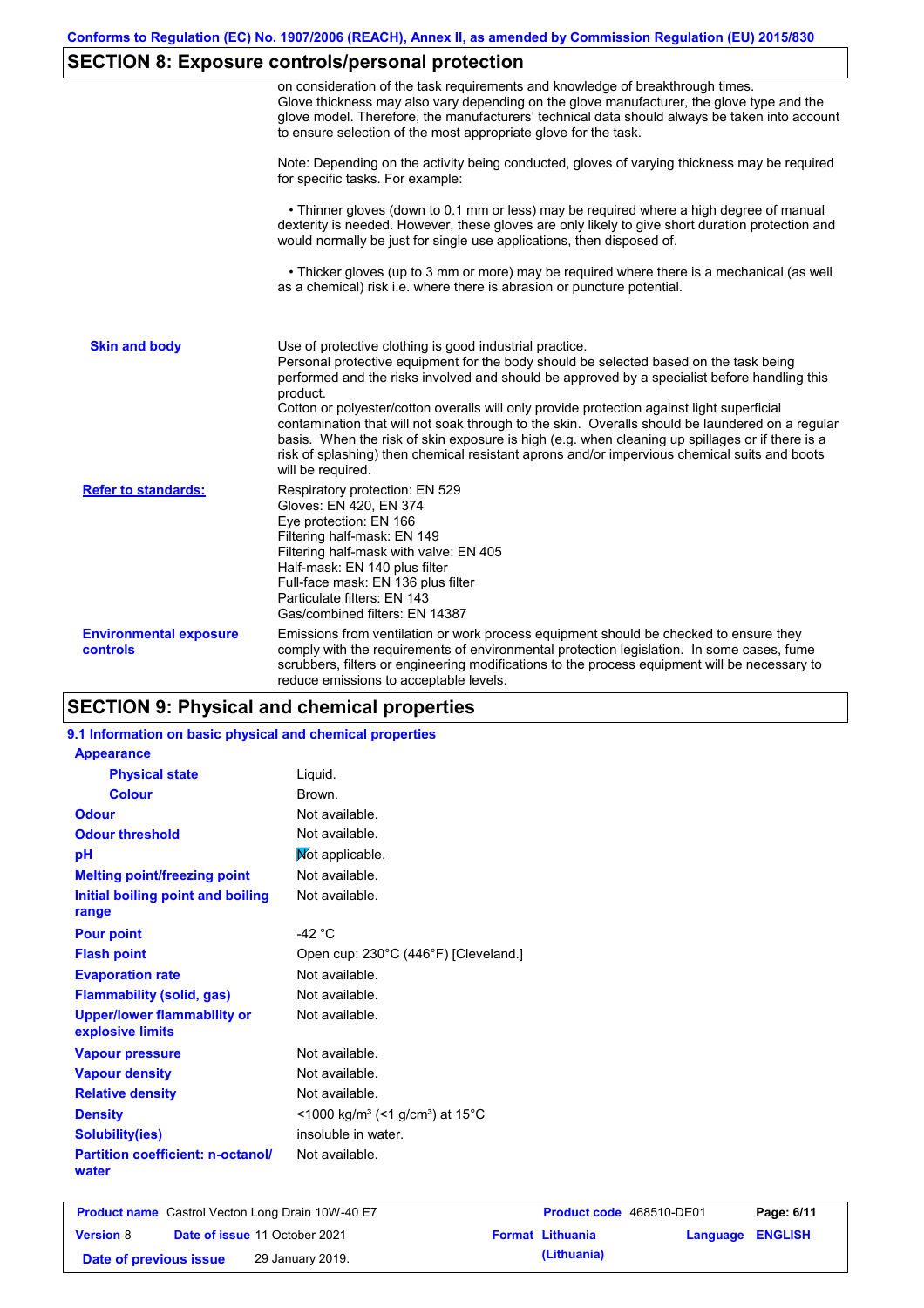## SECTION 8: Exposure controls/personal protection

| | |
|---|---|
| | on consideration of the task requirements and knowledge of breakthrough times. Glove thickness may also vary depending on the glove manufacturer, the glove type and the glove model. Therefore, the manufacturers' technical data should always be taken into account to ensure selection of the most appropriate glove for the task.<br><br>Note: Depending on the activity being conducted, gloves of varying thickness may be required for specific tasks. For example:<br><br>• Thinner gloves (down to 0.1 mm or less) may be required where a high degree of manual dexterity is needed. However, these gloves are only likely to give short duration protection and would normally be just for single use applications, then disposed of.<br><br>• Thicker gloves (up to 3 mm or more) may be required where there is a mechanical (as well as a chemical) risk i.e. where there is abrasion or puncture potential. |
| **Skin and body** | Use of protective clothing is good industrial practice.<br>Personal protective equipment for the body should be selected based on the task being performed and the risks involved and should be approved by a specialist before handling this product.<br>Cotton or polyester/cotton overalls will only provide protection against light superficial contamination that will not soak through to the skin. Overalls should be laundered on a regular basis. When the risk of skin exposure is high (e.g. when cleaning up spillages or if there is a risk of splashing) then chemical resistant aprons and/or impervious chemical suits and boots will be required. |
| **Refer to standards:** | Respiratory protection: EN 529<br>Gloves: EN 420, EN 374<br>Eye protection: EN 166<br>Filtering half-mask: EN 149<br>Filtering half-mask with valve: EN 405<br>Half-mask: EN 140 plus filter<br>Full-face mask: EN 136 plus filter<br>Particulate filters: EN 143<br>Gas/combined filters: EN 14387 |
| **Environmental exposure controls** | Emissions from ventilation or work process equipment should be checked to ensure they comply with the requirements of environmental protection legislation. In some cases, fume scrubbers, filters or engineering modifications to the process equipment will be necessary to reduce emissions to acceptable levels. |

## SECTION 9: Physical and chemical properties

### 9.1 Information on basic physical and chemical properties

| | |
|---|---|
| **Appearance** | |
| **Physical state** | Liquid. |
| **Colour** | Brown. |
| **Odour** | Not available. |
| **Odour threshold** | Not available. |
| **pH** | Not applicable. |
| **Melting point/freezing point** | Not available. |
| **Initial boiling point and boiling range** | Not available. |
| **Pour point** | -42 °C |
| **Flash point** | Open cup: 230°C (446°F) [Cleveland.] |
| **Evaporation rate** | Not available. |
| **Flammability (solid, gas)** | Not available. |
| **Upper/lower flammability or explosive limits** | Not available. |
| **Vapour pressure** | Not available. |
| **Vapour density** | Not available. |
| **Relative density** | Not available. |
| **Density** | <1000 kg/m³ (<1 g/cm³) at 15°C |
| **Solubility(ies)** | insoluble in water. |
| **Partition coefficient: n-octanol/ water** | Not available. |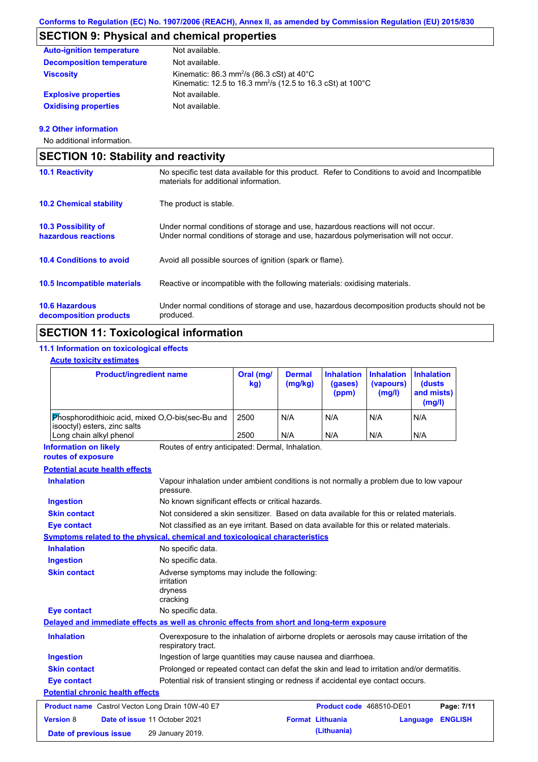## SECTION 9: Physical and chemical properties

| | |
|---|---|
| **Auto-ignition temperature** | Not available. |
| **Decomposition temperature** | Not available. |
| **Viscosity** | Kinematic: 86.3 $mm^2/s$ (86.3 cSt) at 40°C<br>Kinematic: 12.5 to 16.3 $mm^2/s$ (12.5 to 16.3 cSt) at 100°C |
| **Explosive properties** | Not available. |
| **Oxidising properties** | Not available. |

**9.2 Other information**

No additional information.

## SECTION 10: Stability and reactivity

| | |
|---|---|
| **10.1 Reactivity** | No specific test data available for this product. Refer to Conditions to avoid and Incompatible materials for additional information. |
| **10.2 Chemical stability** | The product is stable. |
| **10.3 Possibility of hazardous reactions** | Under normal conditions of storage and use, hazardous reactions will not occur.<br>Under normal conditions of storage and use, hazardous polymerisation will not occur. |
| **10.4 Conditions to avoid** | Avoid all possible sources of ignition (spark or flame). |
| **10.5 Incompatible materials** | Reactive or incompatible with the following materials: oxidising materials. |
| **10.6 Hazardous decomposition products** | Under normal conditions of storage and use, hazardous decomposition products should not be produced. |

## SECTION 11: Toxicological information

**11.1 Information on toxicological effects**

**Acute toxicity estimates**

| Product/ingredient name | Oral (mg/kg) | Dermal (mg/kg) | Inhalation (gases) (ppm) | Inhalation (vapours) (mg/l) | Inhalation (dusts and mists) (mg/l) |
|---|---|---|---|---|---|
| Phosphorodithioic acid, mixed O,O-bis(sec-Bu and isooctyl) esters, zinc salts | 2500 | N/A | N/A | N/A | N/A |
| Long chain alkyl phenol | 2500 | N/A | N/A | N/A | N/A |

**Information on likely routes of exposure**: Routes of entry anticipated: Dermal, Inhalation.

**Potential acute health effects**

| | |
|---|---|
| **Inhalation** | Vapour inhalation under ambient conditions is not normally a problem due to low vapour pressure. |
| **Ingestion** | No known significant effects or critical hazards. |
| **Skin contact** | Not considered a skin sensitizer. Based on data available for this or related materials. |
| **Eye contact** | Not classified as an eye irritant. Based on data available for this or related materials. |

**Symptoms related to the physical, chemical and toxicological characteristics**

| | |
|---|---|
| **Inhalation** | No specific data. |
| **Ingestion** | No specific data. |
| **Skin contact** | Adverse symptoms may include the following:<br>irritation<br>dryness<br>cracking |
| **Eye contact** | No specific data. |

**Delayed and immediate effects as well as chronic effects from short and long-term exposure**

| | |
|---|---|
| **Inhalation** | Overexposure to the inhalation of airborne droplets or aerosols may cause irritation of the respiratory tract. |
| **Ingestion** | Ingestion of large quantities may cause nausea and diarrhoea. |
| **Skin contact** | Prolonged or repeated contact can defat the skin and lead to irritation and/or dermatitis. |
| **Eye contact** | Potential risk of transient stinging or redness if accidental eye contact occurs. |

**Potential chronic health effects**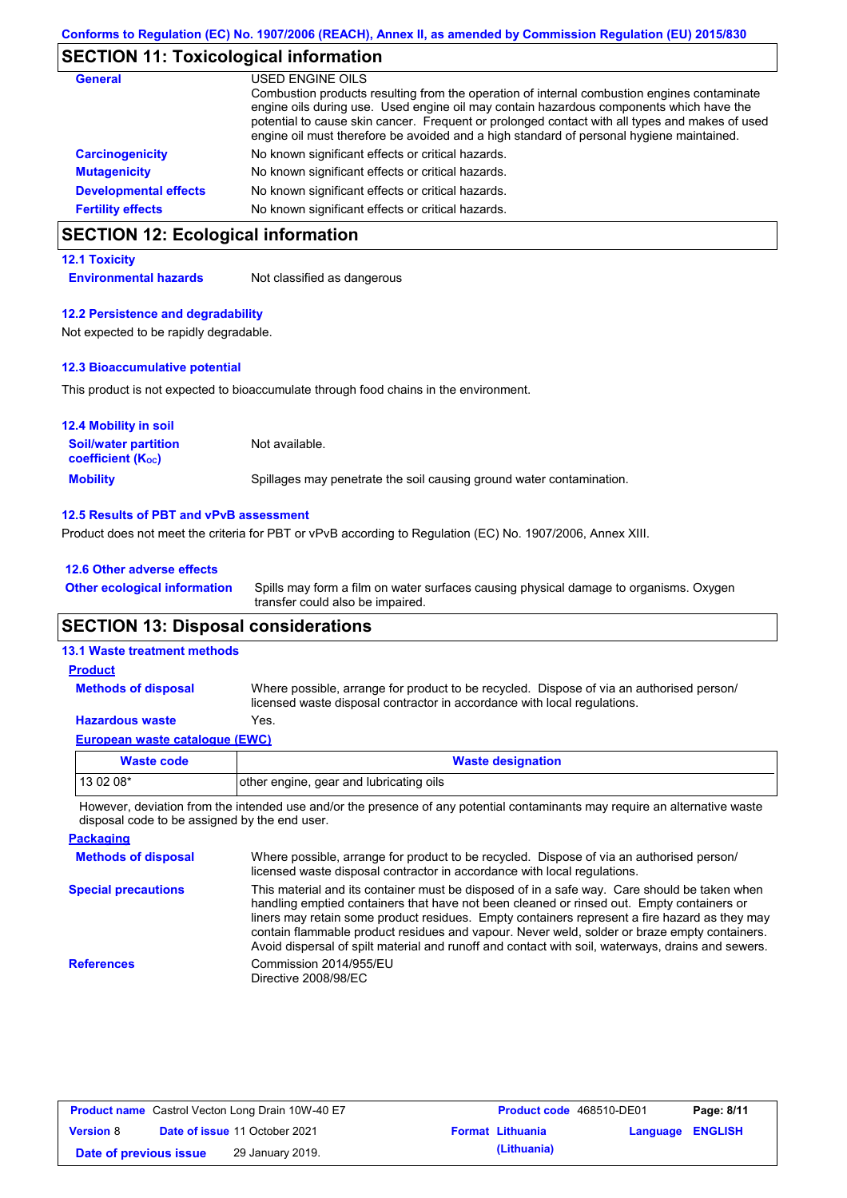## SECTION 11: Toxicological information

**General** USED ENGINE OILS
Combustion products resulting from the operation of internal combustion engines contaminate engine oils during use. Used engine oil may contain hazardous components which have the potential to cause skin cancer. Frequent or prolonged contact with all types and makes of used engine oil must therefore be avoided and a high standard of personal hygiene maintained.

**Carcinogenicity** No known significant effects or critical hazards.

**Mutagenicity** No known significant effects or critical hazards.

**Developmental effects** No known significant effects or critical hazards.

**Fertility effects** No known significant effects or critical hazards.

## SECTION 12: Ecological information

### 12.1 Toxicity

**Environmental hazards** Not classified as dangerous

### 12.2 Persistence and degradability

Not expected to be rapidly degradable.

### 12.3 Bioaccumulative potential

This product is not expected to bioaccumulate through food chains in the environment.

### 12.4 Mobility in soil

**Soil/water partition coefficient ($K_{OC}$)** Not available.

**Mobility** Spillages may penetrate the soil causing ground water contamination.

### 12.5 Results of PBT and vPvB assessment

Product does not meet the criteria for PBT or vPvB according to Regulation (EC) No. 1907/2006, Annex XIII.

### 12.6 Other adverse effects

**Other ecological information** Spills may form a film on water surfaces causing physical damage to organisms. Oxygen transfer could also be impaired.

## SECTION 13: Disposal considerations

### 13.1 Waste treatment methods

**Product**

**Methods of disposal** Where possible, arrange for product to be recycled. Dispose of via an authorised person/ licensed waste disposal contractor in accordance with local regulations.

**Hazardous waste** Yes.

**European waste catalogue (EWC)**

| Waste code | Waste designation |
|---|---|
| 13 02 08* | other engine, gear and lubricating oils |

However, deviation from the intended use and/or the presence of any potential contaminants may require an alternative waste disposal code to be assigned by the end user.

**Packaging**

**Methods of disposal** Where possible, arrange for product to be recycled. Dispose of via an authorised person/ licensed waste disposal contractor in accordance with local regulations.

**Special precautions** This material and its container must be disposed of in a safe way. Care should be taken when handling emptied containers that have not been cleaned or rinsed out. Empty containers or liners may retain some product residues. Empty containers represent a fire hazard as they may contain flammable product residues and vapour. Never weld, solder or braze empty containers. Avoid dispersal of spilt material and runoff and contact with soil, waterways, drains and sewers.

**References** Commission 2014/955/EU
Directive 2008/98/EC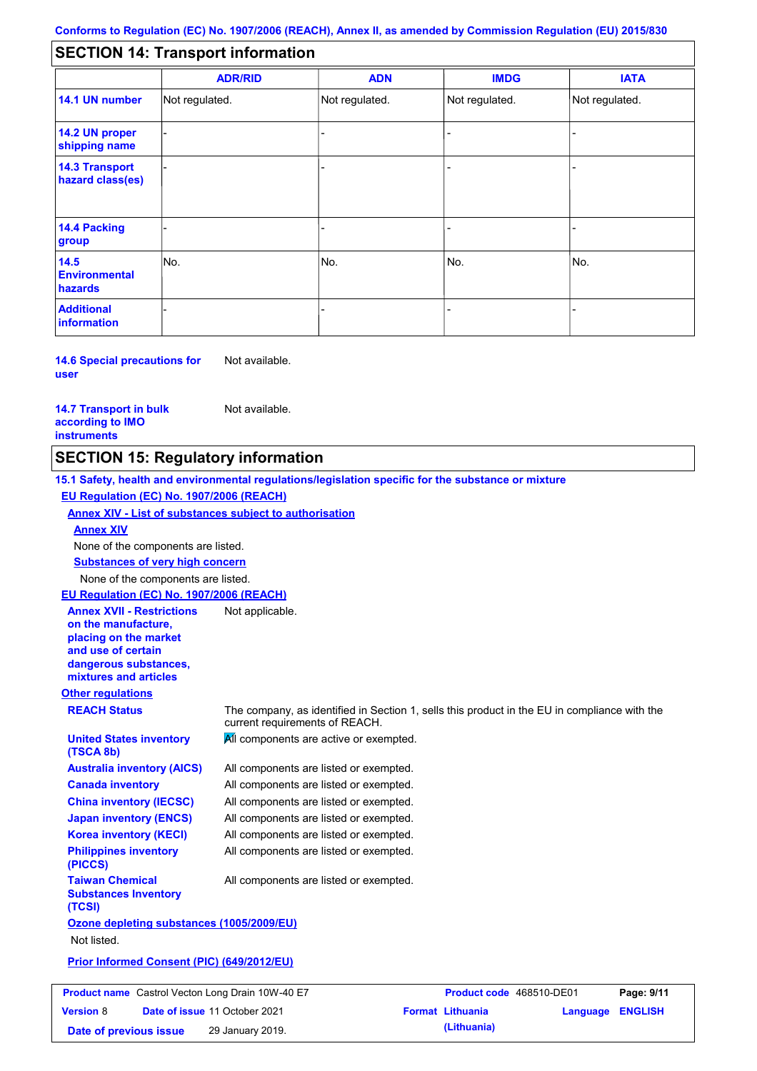Conforms to Regulation (EC) No. 1907/2006 (REACH), Annex II, as amended by Commission Regulation (EU) 2015/830

## SECTION 14: Transport information

| | ADR/RID | ADN | IMDG | IATA |
|---|---|---|---|---|
| **14.1 UN number** | Not regulated. | Not regulated. | Not regulated. | Not regulated. |
| **14.2 UN proper shipping name** | - | - | - | - |
| **14.3 Transport hazard class(es)** | - | - | - | - |
| **14.4 Packing group** | - | - | - | - |
| **14.5 Environmental hazards** | No. | No. | No. | No. |
| **Additional information** | - | - | - | - |

**14.6 Special precautions for user** Not available.

**14.7 Transport in bulk according to IMO instruments** Not available.

## SECTION 15: Regulatory information

**15.1 Safety, health and environmental regulations/legislation specific for the substance or mixture**

**EU Regulation (EC) No. 1907/2006 (REACH)**

**Annex XIV - List of substances subject to authorisation**

**Annex XIV**

None of the components are listed.

**Substances of very high concern**

None of the components are listed.

**EU Regulation (EC) No. 1907/2006 (REACH)**

**Annex XVII - Restrictions on the manufacture, placing on the market and use of certain dangerous substances, mixtures and articles** Not applicable.

**Other regulations**

**REACH Status** The company, as identified in Section 1, sells this product in the EU in compliance with the current requirements of REACH.

**United States inventory (TSCA 8b)** All components are active or exempted.

**Australia inventory (AICS)** All components are listed or exempted.

**Canada inventory** All components are listed or exempted.

**China inventory (IECSC)** All components are listed or exempted.

**Japan inventory (ENCS)** All components are listed or exempted.

**Korea inventory (KECI)** All components are listed or exempted.

**Philippines inventory (PICCS)** All components are listed or exempted.

**Taiwan Chemical Substances Inventory (TCSI)** All components are listed or exempted.

**Ozone depleting substances (1005/2009/EU)**

Not listed.

**Prior Informed Consent (PIC) (649/2012/EU)**

| Product name | Castrol Vecton Long Drain 10W-40 E7 | Product code | 468510-DE01 |
|---|---|---|---|
| Version | 8 | Date of issue | 11 October 2021 |
| Format | Lithuania (Lithuania) | Language | ENGLISH |
| Date of previous issue | 29 January 2019. | | |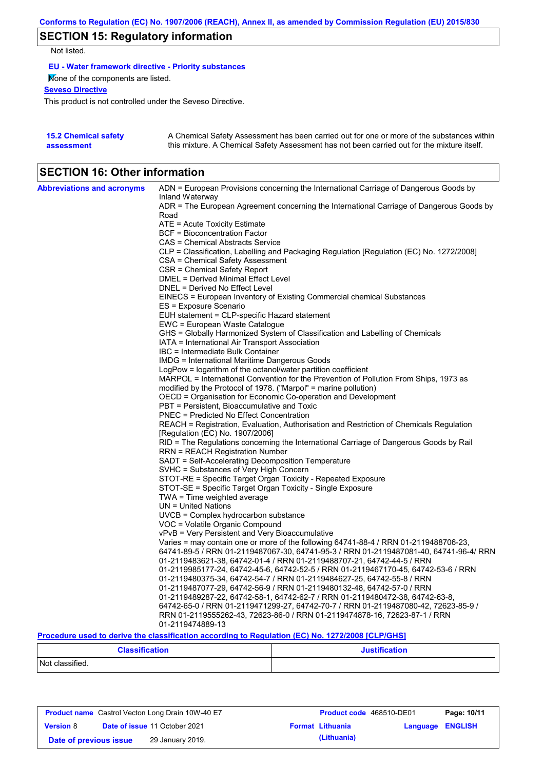Conforms to Regulation (EC) No. 1907/2006 (REACH), Annex II, as amended by Commission Regulation (EU) 2015/830

## SECTION 15: Regulatory information

Not listed.

**EU - Water framework directive - Priority substances**

None of the components are listed.

**Seveso Directive**

This product is not controlled under the Seveso Directive.

**15.2 Chemical safety assessment**

A Chemical Safety Assessment has been carried out for one or more of the substances within this mixture. A Chemical Safety Assessment has not been carried out for the mixture itself.

## SECTION 16: Other information

**Abbreviations and acronyms**

ADN = European Provisions concerning the International Carriage of Dangerous Goods by Inland Waterway
ADR = The European Agreement concerning the International Carriage of Dangerous Goods by Road
ATE = Acute Toxicity Estimate
BCF = Bioconcentration Factor
CAS = Chemical Abstracts Service
CLP = Classification, Labelling and Packaging Regulation [Regulation (EC) No. 1272/2008]
CSA = Chemical Safety Assessment
CSR = Chemical Safety Report
DMEL = Derived Minimal Effect Level
DNEL = Derived No Effect Level
EINECS = European Inventory of Existing Commercial chemical Substances
ES = Exposure Scenario
EUH statement = CLP-specific Hazard statement
EWC = European Waste Catalogue
GHS = Globally Harmonized System of Classification and Labelling of Chemicals
IATA = International Air Transport Association
IBC = Intermediate Bulk Container
IMDG = International Maritime Dangerous Goods
LogPow = logarithm of the octanol/water partition coefficient
MARPOL = International Convention for the Prevention of Pollution From Ships, 1973 as modified by the Protocol of 1978. ("Marpol" = marine pollution)
OECD = Organisation for Economic Co-operation and Development
PBT = Persistent, Bioaccumulative and Toxic
PNEC = Predicted No Effect Concentration
REACH = Registration, Evaluation, Authorisation and Restriction of Chemicals Regulation [Regulation (EC) No. 1907/2006]
RID = The Regulations concerning the International Carriage of Dangerous Goods by Rail
RRN = REACH Registration Number
SADT = Self-Accelerating Decomposition Temperature
SVHC = Substances of Very High Concern
STOT-RE = Specific Target Organ Toxicity - Repeated Exposure
STOT-SE = Specific Target Organ Toxicity - Single Exposure
TWA = Time weighted average
UN = United Nations
UVCB = Complex hydrocarbon substance
VOC = Volatile Organic Compound
vPvB = Very Persistent and Very Bioaccumulative
Varies = may contain one or more of the following 64741-88-4 / RRN 01-2119488706-23, 64741-89-5 / RRN 01-2119487067-30, 64741-95-3 / RRN 01-2119487081-40, 64741-96-4/ RRN 01-2119483621-38, 64742-01-4 / RRN 01-2119488707-21, 64742-44-5 / RRN 01-2119985177-24, 64742-45-6, 64742-52-5 / RRN 01-2119467170-45, 64742-53-6 / RRN 01-2119480375-34, 64742-54-7 / RRN 01-2119484627-25, 64742-55-8 / RRN 01-2119487077-29, 64742-56-9 / RRN 01-2119480132-48, 64742-57-0 / RRN 01-2119489287-22, 64742-58-1, 64742-62-7 / RRN 01-2119480472-38, 64742-63-8, 64742-65-0 / RRN 01-2119471299-27, 64742-70-7 / RRN 01-2119487080-42, 72623-85-9 / RRN 01-2119555262-43, 72623-86-0 / RRN 01-2119474878-16, 72623-87-1 / RRN 01-2119474889-13

**Procedure used to derive the classification according to Regulation (EC) No. 1272/2008 [CLP/GHS]**

| Classification | Justification |
|---|---|
| Not classified. | |

| Product name | Castrol Vecton Long Drain 10W-40 E7 | Product code | 468510-DE01 |
|---|---|---|---|
| Version | 8 | Date of issue | 11 October 2021 |
| Date of previous issue | 29 January 2019. | Format | Lithuania (Lithuania) |
| Language | ENGLISH | | |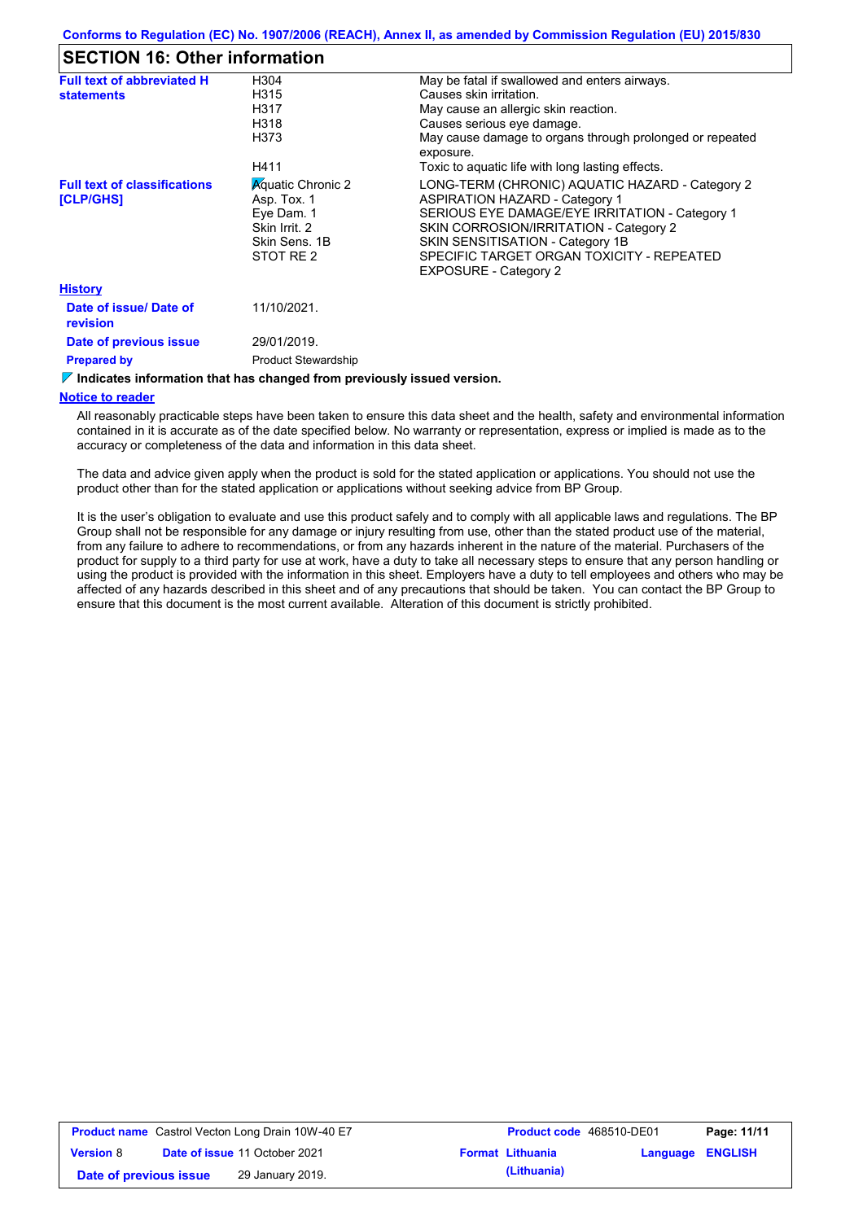## SECTION 16: Other information

| | | |
|---|---|---|
| **Full text of abbreviated H statements** | H304 | May be fatal if swallowed and enters airways. |
| | H315 | Causes skin irritation. |
| | H317 | May cause an allergic skin reaction. |
| | H318 | Causes serious eye damage. |
| | H373 | May cause damage to organs through prolonged or repeated exposure. |
| | H411 | Toxic to aquatic life with long lasting effects. |
| **Full text of classifications [CLP/GHS]** | Aquatic Chronic 2 | LONG-TERM (CHRONIC) AQUATIC HAZARD - Category 2 |
| | Asp. Tox. 1 | ASPIRATION HAZARD - Category 1 |
| | Eye Dam. 1 | SERIOUS EYE DAMAGE/EYE IRRITATION - Category 1 |
| | Skin Irrit. 2 | SKIN CORROSION/IRRITATION - Category 2 |
| | Skin Sens. 1B | SKIN SENSITISATION - Category 1B |
| | STOT RE 2 | SPECIFIC TARGET ORGAN TOXICITY - REPEATED EXPOSURE - Category 2 |

**History**

| | |
|---|---|
| **Date of issue/ Date of revision** | 11/10/2021. |
| **Date of previous issue** | 29/01/2019. |
| **Prepared by** | Product Stewardship |

**Indicates information that has changed from previously issued version.**

**Notice to reader**

All reasonably practicable steps have been taken to ensure this data sheet and the health, safety and environmental information contained in it is accurate as of the date specified below. No warranty or representation, express or implied is made as to the accuracy or completeness of the data and information in this data sheet.

The data and advice given apply when the product is sold for the stated application or applications. You should not use the product other than for the stated application or applications without seeking advice from BP Group.

It is the user's obligation to evaluate and use this product safely and to comply with all applicable laws and regulations. The BP Group shall not be responsible for any damage or injury resulting from use, other than the stated product use of the material, from any failure to adhere to recommendations, or from any hazards inherent in the nature of the material. Purchasers of the product for supply to a third party for use at work, have a duty to take all necessary steps to ensure that any person handling or using the product is provided with the information in this sheet. Employers have a duty to tell employees and others who may be affected of any hazards described in this sheet and of any precautions that should be taken. You can contact the BP Group to ensure that this document is the most current available. Alteration of this document is strictly prohibited.